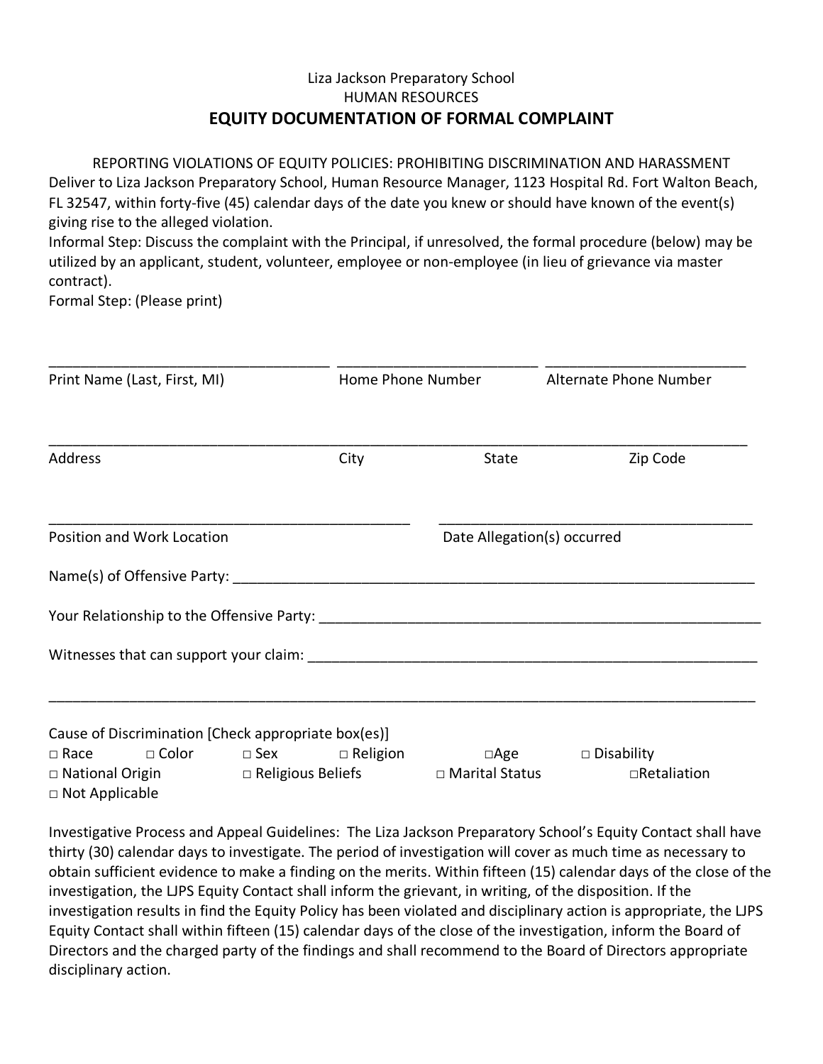Liza Jackson Preparatory School
HUMAN RESOURCES

# EQUITY DOCUMENTATION OF FORMAL COMPLAINT

REPORTING VIOLATIONS OF EQUITY POLICIES: PROHIBITING DISCRIMINATION AND HARASSMENT

Deliver to Liza Jackson Preparatory School, Human Resource Manager, 1123 Hospital Rd. Fort Walton Beach, FL 32547, within forty-five (45) calendar days of the date you knew or should have known of the event(s) giving rise to the alleged violation.

Informal Step: Discuss the complaint with the Principal, if unresolved, the formal procedure (below) may be utilized by an applicant, student, volunteer, employee or non-employee (in lieu of grievance via master contract).

Formal Step: (Please print)

\_\_\_\_\_\_\_\_\_\_\_\_\_\_\_\_\_\_\_\_\_\_\_\_\_\_\_\_\_\_\_\_\_\_\_\_ \_\_\_\_\_\_\_\_\_\_\_\_\_\_\_\_\_\_\_\_\_\_\_\_\_\_ \_\_\_\_\_\_\_\_\_\_\_\_\_\_\_\_\_\_\_\_\_\_\_\_\_\_

Print Name (Last, First, MI) Home Phone Number Alternate Phone Number

\_\_\_\_\_\_\_\_\_\_\_\_\_\_\_\_\_\_\_\_\_\_\_\_\_\_\_\_\_\_\_\_\_\_\_\_\_\_\_\_\_\_\_\_\_\_\_\_\_\_\_\_\_\_\_\_\_\_\_\_\_\_\_\_\_\_\_\_\_\_\_\_\_\_\_\_\_\_\_\_\_\_\_\_\_\_\_\_

Address City State Zip Code

\_\_\_\_\_\_\_\_\_\_\_\_\_\_\_\_\_\_\_\_\_\_\_\_\_\_\_\_\_\_\_\_\_\_\_\_\_\_\_\_\_\_\_\_\_\_ \_\_\_\_\_\_\_\_\_\_\_\_\_\_\_\_\_\_\_\_\_\_\_\_\_\_\_\_\_\_\_\_\_\_\_\_\_\_\_\_

Position and Work Location Date Allegation(s) occurred

Name(s) of Offensive Party: \_\_\_\_\_\_\_\_\_\_\_\_\_\_\_\_\_\_\_\_\_\_\_\_\_\_\_\_\_\_\_\_\_\_\_\_\_\_\_\_\_\_\_\_\_\_\_\_\_\_\_\_\_\_\_\_\_\_\_\_\_\_\_\_

Your Relationship to the Offensive Party: \_\_\_\_\_\_\_\_\_\_\_\_\_\_\_\_\_\_\_\_\_\_\_\_\_\_\_\_\_\_\_\_\_\_\_\_\_\_\_\_\_\_\_\_\_\_\_\_\_\_\_\_\_\_\_

Witnesses that can support your claim: \_\_\_\_\_\_\_\_\_\_\_\_\_\_\_\_\_\_\_\_\_\_\_\_\_\_\_\_\_\_\_\_\_\_\_\_\_\_\_\_\_\_\_\_\_\_\_\_\_\_\_\_\_\_\_\_\_

\_\_\_\_\_\_\_\_\_\_\_\_\_\_\_\_\_\_\_\_\_\_\_\_\_\_\_\_\_\_\_\_\_\_\_\_\_\_\_\_\_\_\_\_\_\_\_\_\_\_\_\_\_\_\_\_\_\_\_\_\_\_\_\_\_\_\_\_\_\_\_\_\_\_\_\_\_\_\_\_\_\_\_\_\_\_\_\_\_

Cause of Discrimination [Check appropriate box(es)]

□ Race □ Color □ Sex □ Religion □Age □ Disability
□ National Origin □ Religious Beliefs □ Marital Status □Retaliation
□ Not Applicable

Investigative Process and Appeal Guidelines: The Liza Jackson Preparatory School's Equity Contact shall have thirty (30) calendar days to investigate. The period of investigation will cover as much time as necessary to obtain sufficient evidence to make a finding on the merits. Within fifteen (15) calendar days of the close of the investigation, the LJPS Equity Contact shall inform the grievant, in writing, of the disposition. If the investigation results in find the Equity Policy has been violated and disciplinary action is appropriate, the LJPS Equity Contact shall within fifteen (15) calendar days of the close of the investigation, inform the Board of Directors and the charged party of the findings and shall recommend to the Board of Directors appropriate disciplinary action.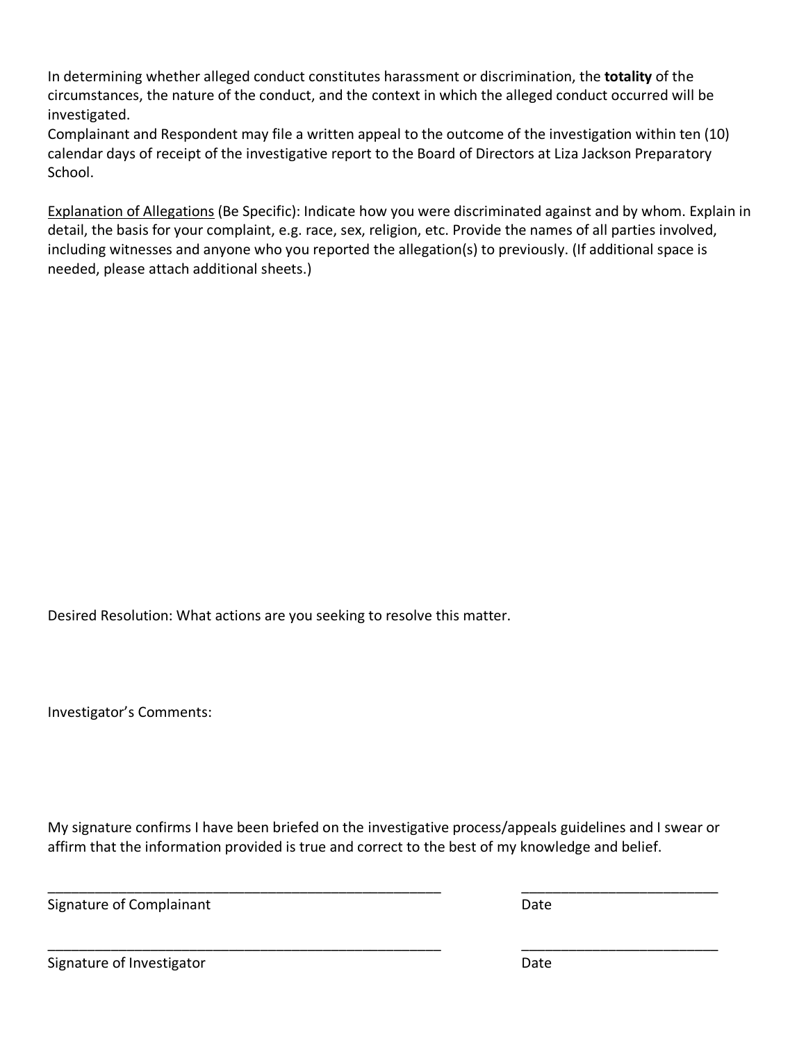In determining whether alleged conduct constitutes harassment or discrimination, the **totality** of the circumstances, the nature of the conduct, and the context in which the alleged conduct occurred will be investigated.

Complainant and Respondent may file a written appeal to the outcome of the investigation within ten (10) calendar days of receipt of the investigative report to the Board of Directors at Liza Jackson Preparatory School.

<u>Explanation of Allegations</u> (Be Specific): Indicate how you were discriminated against and by whom. Explain in detail, the basis for your complaint, e.g. race, sex, religion, etc. Provide the names of all parties involved, including witnesses and anyone who you reported the allegation(s) to previously. (If additional space is needed, please attach additional sheets.)

Desired Resolution: What actions are you seeking to resolve this matter.

Investigator's Comments:

My signature confirms I have been briefed on the investigative process/appeals guidelines and I swear or affirm that the information provided is true and correct to the best of my knowledge and belief.

_____________________________________________________ _________________________

Signature of Complainant Date

_____________________________________________________ _________________________

Signature of Investigator Date